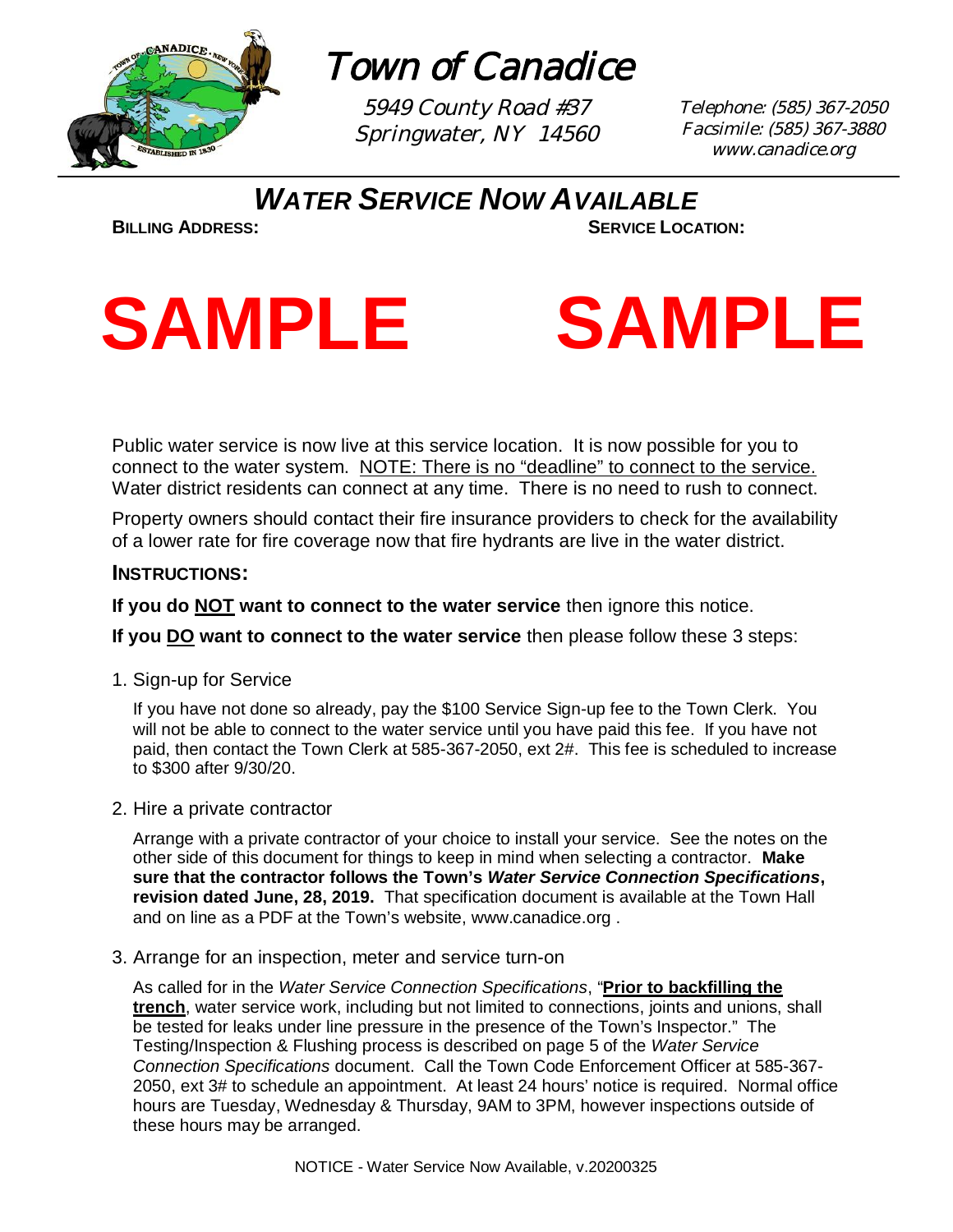# Town of Canadice

5949 County Road #37
Springwater, NY 14560

Telephone: (585) 367-2050
Facsimile: (585) 367-3880
www.canadice.org

## *WATER SERVICE NOW AVAILABLE*

**BILLING ADDRESS:** **SERVICE LOCATION:**

**SAMPLE** **SAMPLE**

Public water service is now live at this service location. It is now possible for you to connect to the water system. NOTE: There is no "deadline" to connect to the service. Water district residents can connect at any time. There is no need to rush to connect.

Property owners should contact their fire insurance providers to check for the availability of a lower rate for fire coverage now that fire hydrants are live in the water district.

### INSTRUCTIONS:

**If you do NOT want to connect to the water service** then ignore this notice.

**If you DO want to connect to the water service** then please follow these 3 steps:

1. Sign-up for Service

   If you have not done so already, pay the $100 Service Sign-up fee to the Town Clerk. You will not be able to connect to the water service until you have paid this fee. If you have not paid, then contact the Town Clerk at 585-367-2050, ext 2#. This fee is scheduled to increase to $300 after 9/30/20.

2. Hire a private contractor

   Arrange with a private contractor of your choice to install your service. See the notes on the other side of this document for things to keep in mind when selecting a contractor. **Make sure that the contractor follows the Town's *Water Service Connection Specifications*, revision dated June, 28, 2019.** That specification document is available at the Town Hall and on line as a PDF at the Town's website, www.canadice.org .

3. Arrange for an inspection, meter and service turn-on

   As called for in the *Water Service Connection Specifications*, "**Prior to backfilling the trench**, water service work, including but not limited to connections, joints and unions, shall be tested for leaks under line pressure in the presence of the Town's Inspector." The Testing/Inspection & Flushing process is described on page 5 of the *Water Service Connection Specifications* document. Call the Town Code Enforcement Officer at 585-367-2050, ext 3# to schedule an appointment. At least 24 hours' notice is required. Normal office hours are Tuesday, Wednesday & Thursday, 9AM to 3PM, however inspections outside of these hours may be arranged.

NOTICE - Water Service Now Available, v.20200325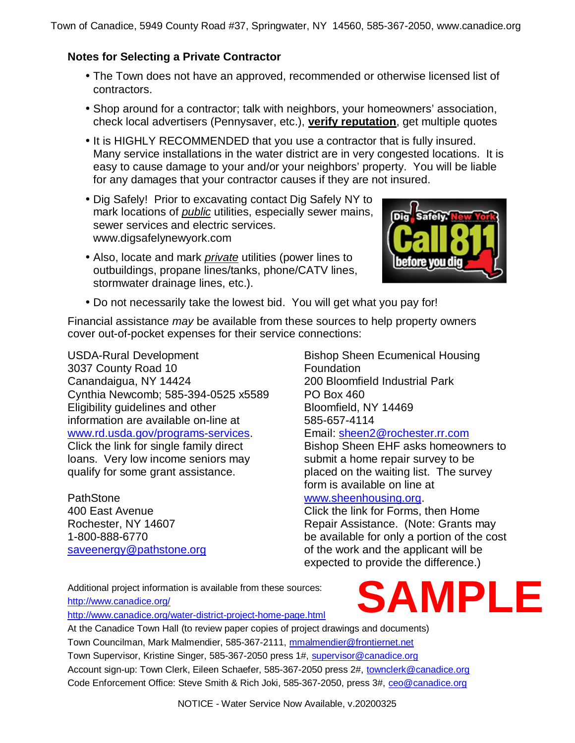## Notes for Selecting a Private Contractor

- The Town does not have an approved, recommended or otherwise licensed list of contractors.
- Shop around for a contractor; talk with neighbors, your homeowners' association, check local advertisers (Pennysaver, etc.), **verify reputation**, get multiple quotes
- It is HIGHLY RECOMMENDED that you use a contractor that is fully insured. Many service installations in the water district are in very congested locations. It is easy to cause damage to your and/or your neighbors' property. You will be liable for any damages that your contractor causes if they are not insured.
- Dig Safely! Prior to excavating contact Dig Safely NY to mark locations of *public* utilities, especially sewer mains, sewer services and electric services. www.digsafelynewyork.com
- Also, locate and mark *private* utilities (power lines to outbuildings, propane lines/tanks, phone/CATV lines, stormwater drainage lines, etc.).
- Do not necessarily take the lowest bid. You will get what you pay for!

Financial assistance *may* be available from these sources to help property owners cover out-of-pocket expenses for their service connections:

USDA-Rural Development
3037 County Road 10
Canandaigua, NY 14424
Cynthia Newcomb; 585-394-0525 x5589
Eligibility guidelines and other information are available on-line at www.rd.usda.gov/programs-services. Click the link for single family direct loans. Very low income seniors may qualify for some grant assistance.

PathStone
400 East Avenue
Rochester, NY 14607
1-800-888-6770
saveenergy@pathstone.org

Bishop Sheen Ecumenical Housing Foundation
200 Bloomfield Industrial Park
PO Box 460
Bloomfield, NY 14469
585-657-4114
Email: sheen2@rochester.rr.com
Bishop Sheen EHF asks homeowners to submit a home repair survey to be placed on the waiting list. The survey form is available on line at www.sheenhousing.org. Click the link for Forms, then Home Repair Assistance. (Note: Grants may be available for only a portion of the cost of the work and the applicant will be expected to provide the difference.)

**SAMPLE**

Additional project information is available from these sources:
http://www.canadice.org/
http://www.canadice.org/water-district-project-home-page.html
At the Canadice Town Hall (to review paper copies of project drawings and documents)
Town Councilman, Mark Malmendier, 585-367-2111, mmalmendier@frontiernet.net
Town Supervisor, Kristine Singer, 585-367-2050 press 1#, supervisor@canadice.org
Account sign-up: Town Clerk, Eileen Schaefer, 585-367-2050 press 2#, townclerk@canadice.org
Code Enforcement Office: Steve Smith & Rich Joki, 585-367-2050, press 3#, ceo@canadice.org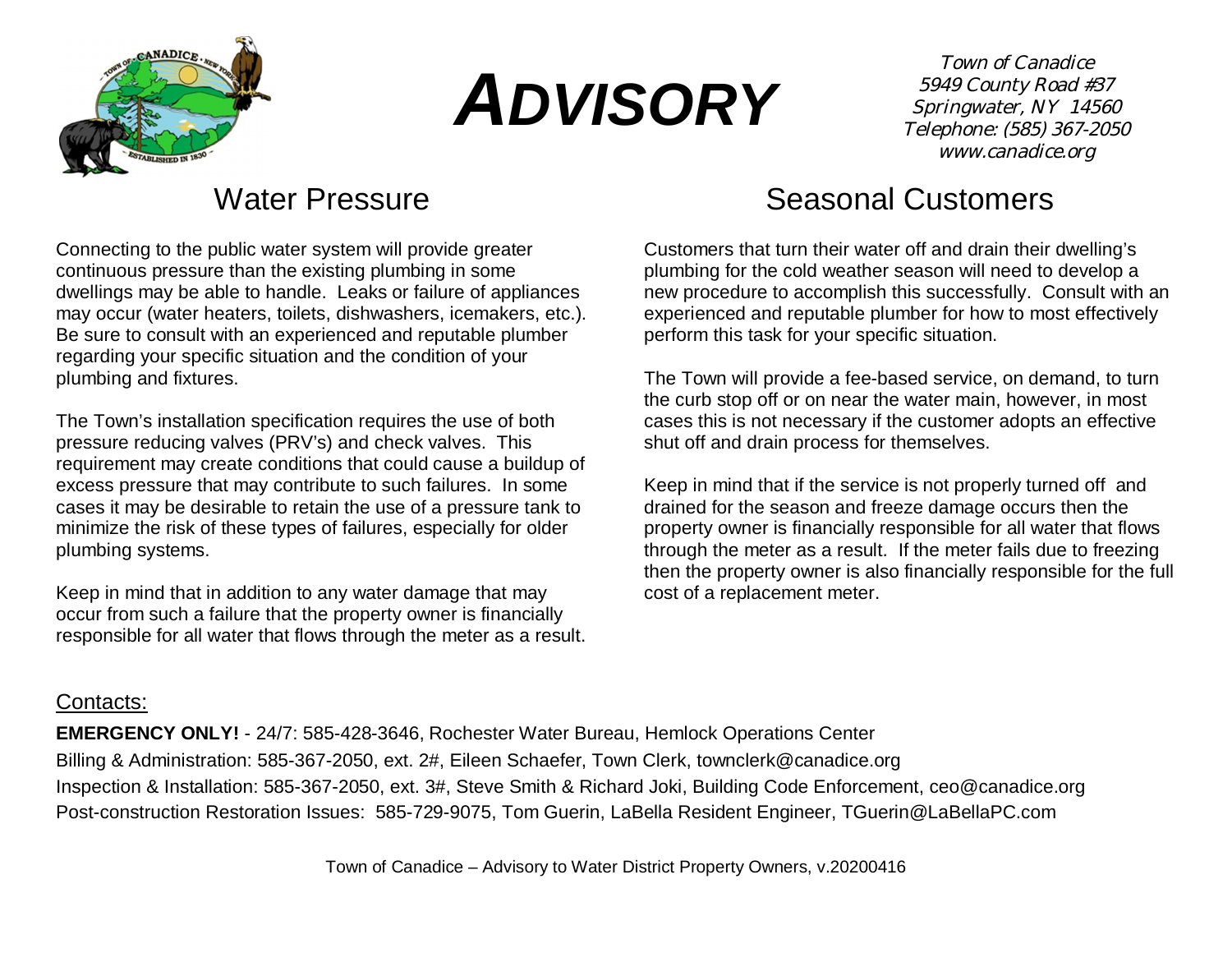# ADVISORY

*Town of Canadice*
*5949 County Road #37*
*Springwater, NY 14560*
*Telephone: (585) 367-2050*
*www.canadice.org*

## Water Pressure

Connecting to the public water system will provide greater continuous pressure than the existing plumbing in some dwellings may be able to handle. Leaks or failure of appliances may occur (water heaters, toilets, dishwashers, icemakers, etc.). Be sure to consult with an experienced and reputable plumber regarding your specific situation and the condition of your plumbing and fixtures.

The Town's installation specification requires the use of both pressure reducing valves (PRV's) and check valves. This requirement may create conditions that could cause a buildup of excess pressure that may contribute to such failures. In some cases it may be desirable to retain the use of a pressure tank to minimize the risk of these types of failures, especially for older plumbing systems.

Keep in mind that in addition to any water damage that may occur from such a failure that the property owner is financially responsible for all water that flows through the meter as a result.

## Seasonal Customers

Customers that turn their water off and drain their dwelling's plumbing for the cold weather season will need to develop a new procedure to accomplish this successfully. Consult with an experienced and reputable plumber for how to most effectively perform this task for your specific situation.

The Town will provide a fee-based service, on demand, to turn the curb stop off or on near the water main, however, in most cases this is not necessary if the customer adopts an effective shut off and drain process for themselves.

Keep in mind that if the service is not properly turned off and drained for the season and freeze damage occurs then the property owner is financially responsible for all water that flows through the meter as a result. If the meter fails due to freezing then the property owner is also financially responsible for the full cost of a replacement meter.

Contacts:

**EMERGENCY ONLY!** - 24/7: 585-428-3646, Rochester Water Bureau, Hemlock Operations Center

Billing & Administration: 585-367-2050, ext. 2#, Eileen Schaefer, Town Clerk, townclerk@canadice.org

Inspection & Installation: 585-367-2050, ext. 3#, Steve Smith & Richard Joki, Building Code Enforcement, ceo@canadice.org

Post-construction Restoration Issues: 585-729-9075, Tom Guerin, LaBella Resident Engineer, TGuerin@LaBellaPC.com

Town of Canadice – Advisory to Water District Property Owners, v.20200416